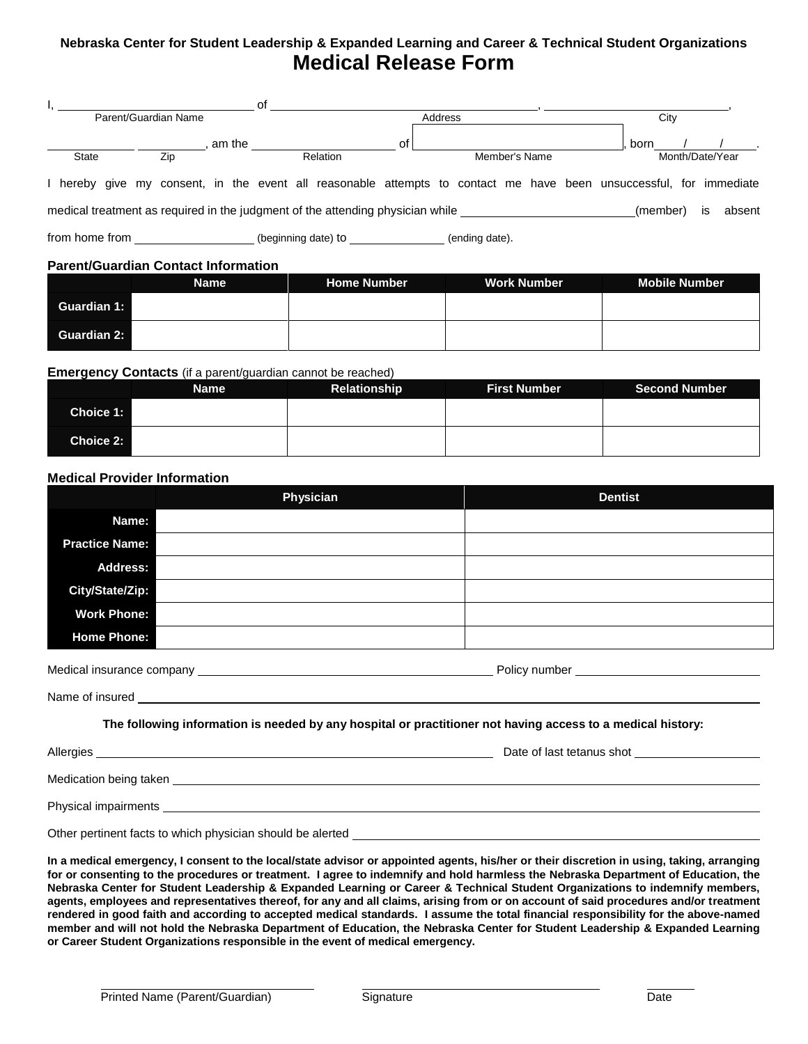**Nebraska Center for Student Leadership & Expanded Learning and Career & Technical Student Organizations**

# Medical Release Form

I, ______________________________ of ____________________________________________, ______________________________,
Parent/Guardian Name — Address — City

______________ ____________, am the ______________________ of ______________________________, born ____/____/____.
State — Zip — Relation — Member's Name — Month/Date/Year

I hereby give my consent, in the event all reasonable attempts to contact me have been unsuccessful, for immediate medical treatment as required in the judgment of the attending physician while ____________________________(member) is absent from home from ____________________ (beginning date) to ________________ (ending date).

**Parent/Guardian Contact Information**

| | Name | Home Number | Work Number | Mobile Number |
|---|---|---|---|---|
| **Guardian 1:** | | | | |
| **Guardian 2:** | | | | |

**Emergency Contacts** (if a parent/guardian cannot be reached)

| | Name | Relationship | First Number | Second Number |
|---|---|---|---|---|
| **Choice 1:** | | | | |
| **Choice 2:** | | | | |

**Medical Provider Information**

| | Physician | Dentist |
|---|---|---|
| **Name:** | | |
| **Practice Name:** | | |
| **Address:** | | |
| **City/State/Zip:** | | |
| **Work Phone:** | | |
| **Home Phone:** | | |

Medical insurance company ______________________________________________ Policy number ______________________________

Name of insured ________________________________________________________________________________

**The following information is needed by any hospital or practitioner not having access to a medical history:**

Allergies ______________________________________________________________ Date of last tetanus shot ____________________

Medication being taken ________________________________________________________________________________

Physical impairments ________________________________________________________________________________

Other pertinent facts to which physician should be alerted ______________________________________________

**In a medical emergency, I consent to the local/state advisor or appointed agents, his/her or their discretion in using, taking, arranging for or consenting to the procedures or treatment. I agree to indemnify and hold harmless the Nebraska Department of Education, the Nebraska Center for Student Leadership & Expanded Learning or Career & Technical Student Organizations to indemnify members, agents, employees and representatives thereof, for any and all claims, arising from or on account of said procedures and/or treatment rendered in good faith and according to accepted medical standards. I assume the total financial responsibility for the above-named member and will not hold the Nebraska Department of Education, the Nebraska Center for Student Leadership & Expanded Learning or Career Student Organizations responsible in the event of medical emergency.**

______________________________ ______________________________ __________
Printed Name (Parent/Guardian) — Signature — Date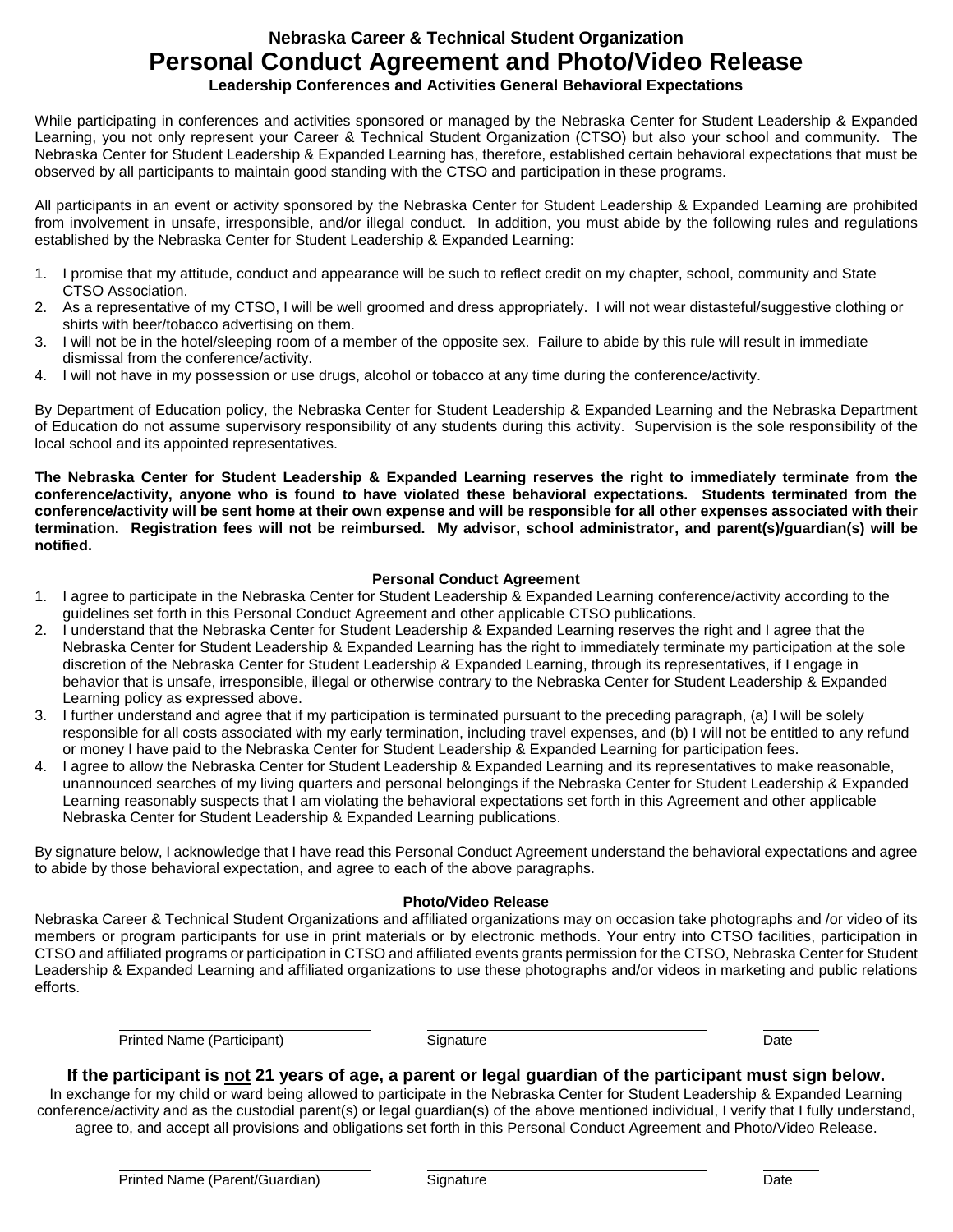# Nebraska Career & Technical Student Organization

# Personal Conduct Agreement and Photo/Video Release

### Leadership Conferences and Activities General Behavioral Expectations

While participating in conferences and activities sponsored or managed by the Nebraska Center for Student Leadership & Expanded Learning, you not only represent your Career & Technical Student Organization (CTSO) but also your school and community. The Nebraska Center for Student Leadership & Expanded Learning has, therefore, established certain behavioral expectations that must be observed by all participants to maintain good standing with the CTSO and participation in these programs.

All participants in an event or activity sponsored by the Nebraska Center for Student Leadership & Expanded Learning are prohibited from involvement in unsafe, irresponsible, and/or illegal conduct. In addition, you must abide by the following rules and regulations established by the Nebraska Center for Student Leadership & Expanded Learning:

1. I promise that my attitude, conduct and appearance will be such to reflect credit on my chapter, school, community and State CTSO Association.
2. As a representative of my CTSO, I will be well groomed and dress appropriately. I will not wear distasteful/suggestive clothing or shirts with beer/tobacco advertising on them.
3. I will not be in the hotel/sleeping room of a member of the opposite sex. Failure to abide by this rule will result in immediate dismissal from the conference/activity.
4. I will not have in my possession or use drugs, alcohol or tobacco at any time during the conference/activity.

By Department of Education policy, the Nebraska Center for Student Leadership & Expanded Learning and the Nebraska Department of Education do not assume supervisory responsibility of any students during this activity. Supervision is the sole responsibility of the local school and its appointed representatives.

**The Nebraska Center for Student Leadership & Expanded Learning reserves the right to immediately terminate from the conference/activity, anyone who is found to have violated these behavioral expectations. Students terminated from the conference/activity will be sent home at their own expense and will be responsible for all other expenses associated with their termination. Registration fees will not be reimbursed. My advisor, school administrator, and parent(s)/guardian(s) will be notified.**

### Personal Conduct Agreement

1. I agree to participate in the Nebraska Center for Student Leadership & Expanded Learning conference/activity according to the guidelines set forth in this Personal Conduct Agreement and other applicable CTSO publications.
2. I understand that the Nebraska Center for Student Leadership & Expanded Learning reserves the right and I agree that the Nebraska Center for Student Leadership & Expanded Learning has the right to immediately terminate my participation at the sole discretion of the Nebraska Center for Student Leadership & Expanded Learning, through its representatives, if I engage in behavior that is unsafe, irresponsible, illegal or otherwise contrary to the Nebraska Center for Student Leadership & Expanded Learning policy as expressed above.
3. I further understand and agree that if my participation is terminated pursuant to the preceding paragraph, (a) I will be solely responsible for all costs associated with my early termination, including travel expenses, and (b) I will not be entitled to any refund or money I have paid to the Nebraska Center for Student Leadership & Expanded Learning for participation fees.
4. I agree to allow the Nebraska Center for Student Leadership & Expanded Learning and its representatives to make reasonable, unannounced searches of my living quarters and personal belongings if the Nebraska Center for Student Leadership & Expanded Learning reasonably suspects that I am violating the behavioral expectations set forth in this Agreement and other applicable Nebraska Center for Student Leadership & Expanded Learning publications.

By signature below, I acknowledge that I have read this Personal Conduct Agreement understand the behavioral expectations and agree to abide by those behavioral expectation, and agree to each of the above paragraphs.

### Photo/Video Release

Nebraska Career & Technical Student Organizations and affiliated organizations may on occasion take photographs and /or video of its members or program participants for use in print materials or by electronic methods. Your entry into CTSO facilities, participation in CTSO and affiliated programs or participation in CTSO and affiliated events grants permission for the CTSO, Nebraska Center for Student Leadership & Expanded Learning and affiliated organizations to use these photographs and/or videos in marketing and public relations efforts.

Printed Name (Participant) ______________________ Signature ______________________ Date ________

**If the participant is not 21 years of age, a parent or legal guardian of the participant must sign below.**

In exchange for my child or ward being allowed to participate in the Nebraska Center for Student Leadership & Expanded Learning conference/activity and as the custodial parent(s) or legal guardian(s) of the above mentioned individual, I verify that I fully understand, agree to, and accept all provisions and obligations set forth in this Personal Conduct Agreement and Photo/Video Release.

Printed Name (Parent/Guardian) ______________________ Signature ______________________ Date ________